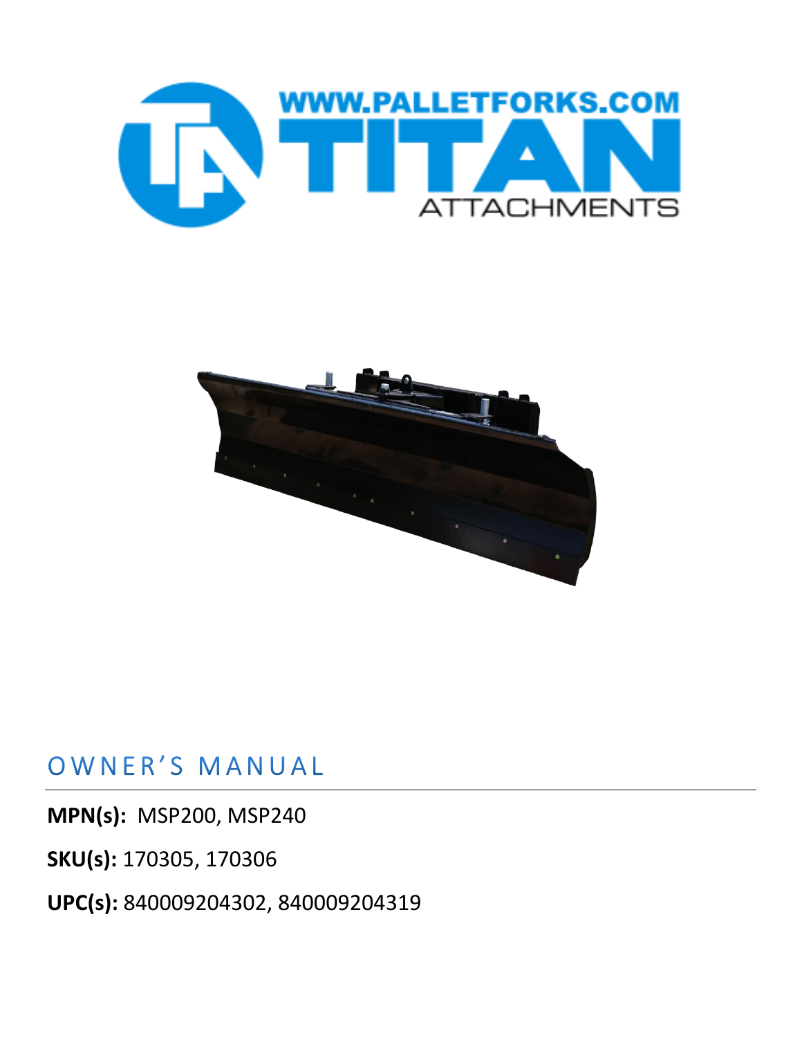WWW.PALLETFORKS.COM

TITAN

ATTACHMENTS

# OWNER'S MANUAL

**MPN(s):** MSP200, MSP240

**SKU(s):** 170305, 170306

**UPC(s):** 840009204302, 840009204319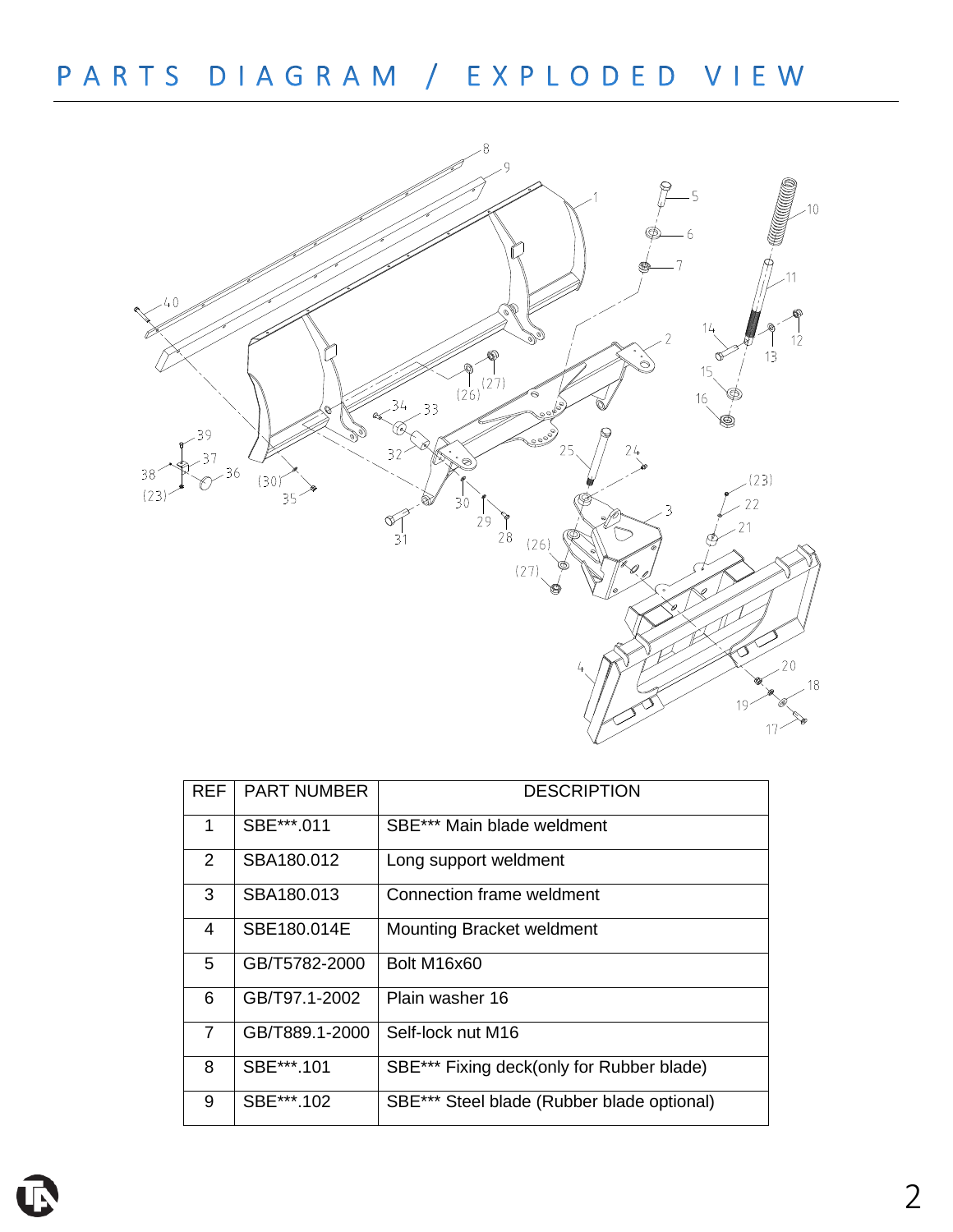# PARTS DIAGRAM / EXPLODED VIEW

| REF | PART NUMBER | DESCRIPTION |
|---|---|---|
| 1 | SBE***.011 | SBE*** Main blade weldment |
| 2 | SBA180.012 | Long support weldment |
| 3 | SBA180.013 | Connection frame weldment |
| 4 | SBE180.014E | Mounting Bracket weldment |
| 5 | GB/T5782-2000 | Bolt M16x60 |
| 6 | GB/T97.1-2002 | Plain washer 16 |
| 7 | GB/T889.1-2000 | Self-lock nut M16 |
| 8 | SBE***.101 | SBE*** Fixing deck(only for Rubber blade) |
| 9 | SBE***.102 | SBE*** Steel blade (Rubber blade optional) |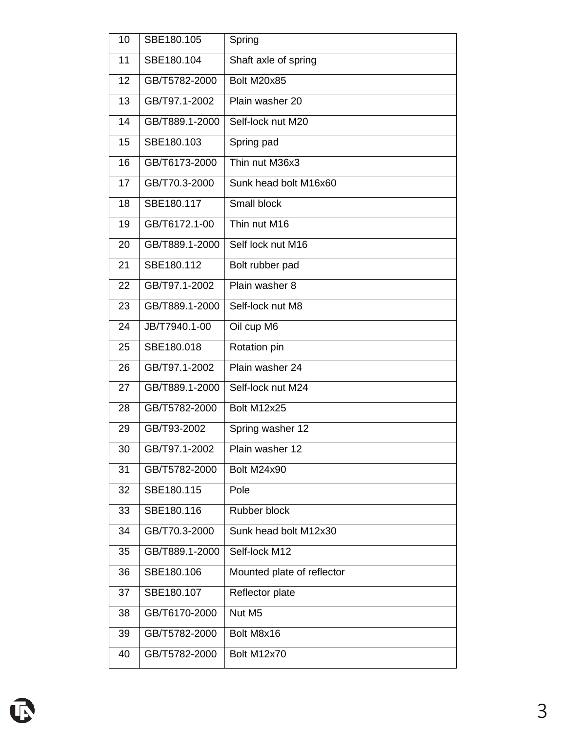| 10 | SBE180.105 | Spring |
|---|---|---|
| 11 | SBE180.104 | Shaft axle of spring |
| 12 | GB/T5782-2000 | Bolt M20x85 |
| 13 | GB/T97.1-2002 | Plain washer 20 |
| 14 | GB/T889.1-2000 | Self-lock nut M20 |
| 15 | SBE180.103 | Spring pad |
| 16 | GB/T6173-2000 | Thin nut M36x3 |
| 17 | GB/T70.3-2000 | Sunk head bolt M16x60 |
| 18 | SBE180.117 | Small block |
| 19 | GB/T6172.1-00 | Thin nut M16 |
| 20 | GB/T889.1-2000 | Self lock nut M16 |
| 21 | SBE180.112 | Bolt rubber pad |
| 22 | GB/T97.1-2002 | Plain washer 8 |
| 23 | GB/T889.1-2000 | Self-lock nut M8 |
| 24 | JB/T7940.1-00 | Oil cup M6 |
| 25 | SBE180.018 | Rotation pin |
| 26 | GB/T97.1-2002 | Plain washer 24 |
| 27 | GB/T889.1-2000 | Self-lock nut M24 |
| 28 | GB/T5782-2000 | Bolt M12x25 |
| 29 | GB/T93-2002 | Spring washer 12 |
| 30 | GB/T97.1-2002 | Plain washer 12 |
| 31 | GB/T5782-2000 | Bolt M24x90 |
| 32 | SBE180.115 | Pole |
| 33 | SBE180.116 | Rubber block |
| 34 | GB/T70.3-2000 | Sunk head bolt M12x30 |
| 35 | GB/T889.1-2000 | Self-lock M12 |
| 36 | SBE180.106 | Mounted plate of reflector |
| 37 | SBE180.107 | Reflector plate |
| 38 | GB/T6170-2000 | Nut M5 |
| 39 | GB/T5782-2000 | Bolt M8x16 |
| 40 | GB/T5782-2000 | Bolt M12x70 |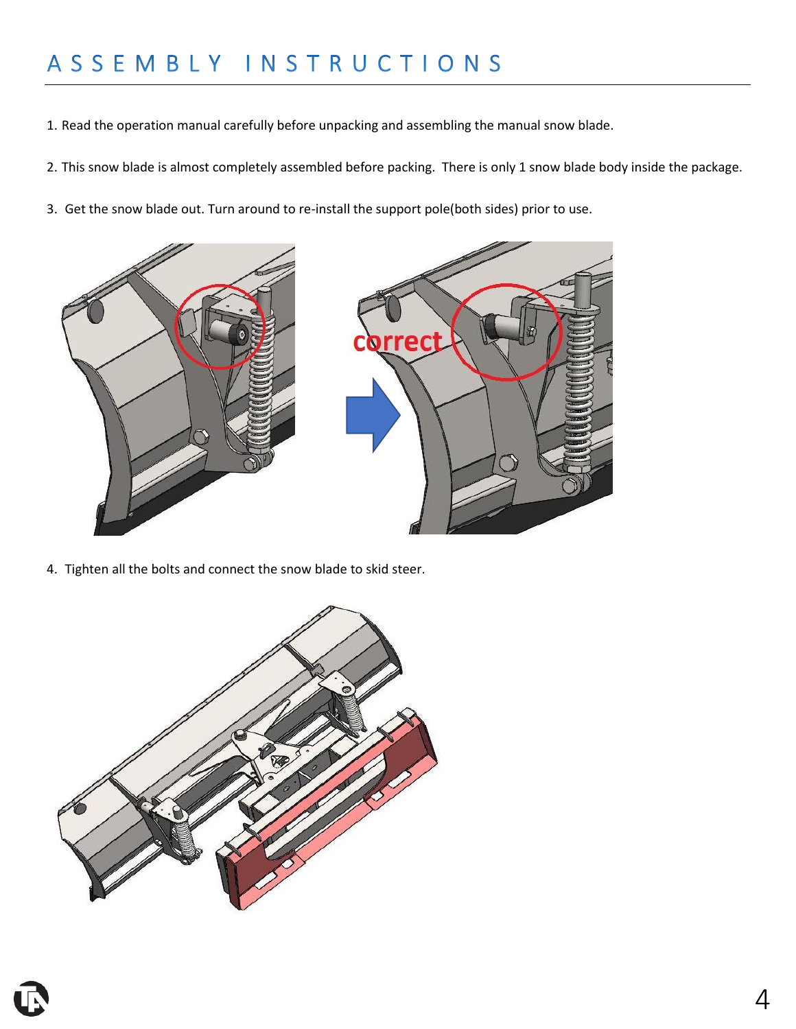# ASSEMBLY INSTRUCTIONS

1. Read the operation manual carefully before unpacking and assembling the manual snow blade.

2. This snow blade is almost completely assembled before packing. There is only 1 snow blade body inside the package.

3. Get the snow blade out. Turn around to re-install the support pole(both sides) prior to use.

4. Tighten all the bolts and connect the snow blade to skid steer.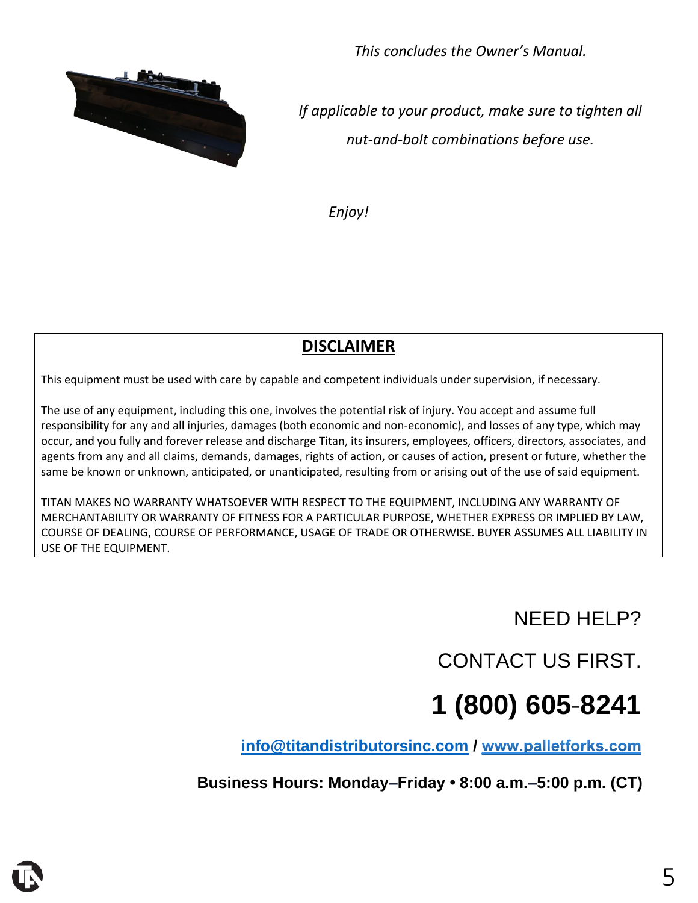*This concludes the Owner's Manual.*

*If applicable to your product, make sure to tighten all nut-and-bolt combinations before use.*

*Enjoy!*

## DISCLAIMER

This equipment must be used with care by capable and competent individuals under supervision, if necessary.

The use of any equipment, including this one, involves the potential risk of injury. You accept and assume full responsibility for any and all injuries, damages (both economic and non-economic), and losses of any type, which may occur, and you fully and forever release and discharge Titan, its insurers, employees, officers, directors, associates, and agents from any and all claims, demands, damages, rights of action, or causes of action, present or future, whether the same be known or unknown, anticipated, or unanticipated, resulting from or arising out of the use of said equipment.

TITAN MAKES NO WARRANTY WHATSOEVER WITH RESPECT TO THE EQUIPMENT, INCLUDING ANY WARRANTY OF MERCHANTABILITY OR WARRANTY OF FITNESS FOR A PARTICULAR PURPOSE, WHETHER EXPRESS OR IMPLIED BY LAW, COURSE OF DEALING, COURSE OF PERFORMANCE, USAGE OF TRADE OR OTHERWISE. BUYER ASSUMES ALL LIABILITY IN USE OF THE EQUIPMENT.

NEED HELP?

CONTACT US FIRST.

**1 (800) 605-8241**

**info@titandistributorsinc.com / www.palletforks.com**

**Business Hours: Monday–Friday • 8:00 a.m.–5:00 p.m. (CT)**